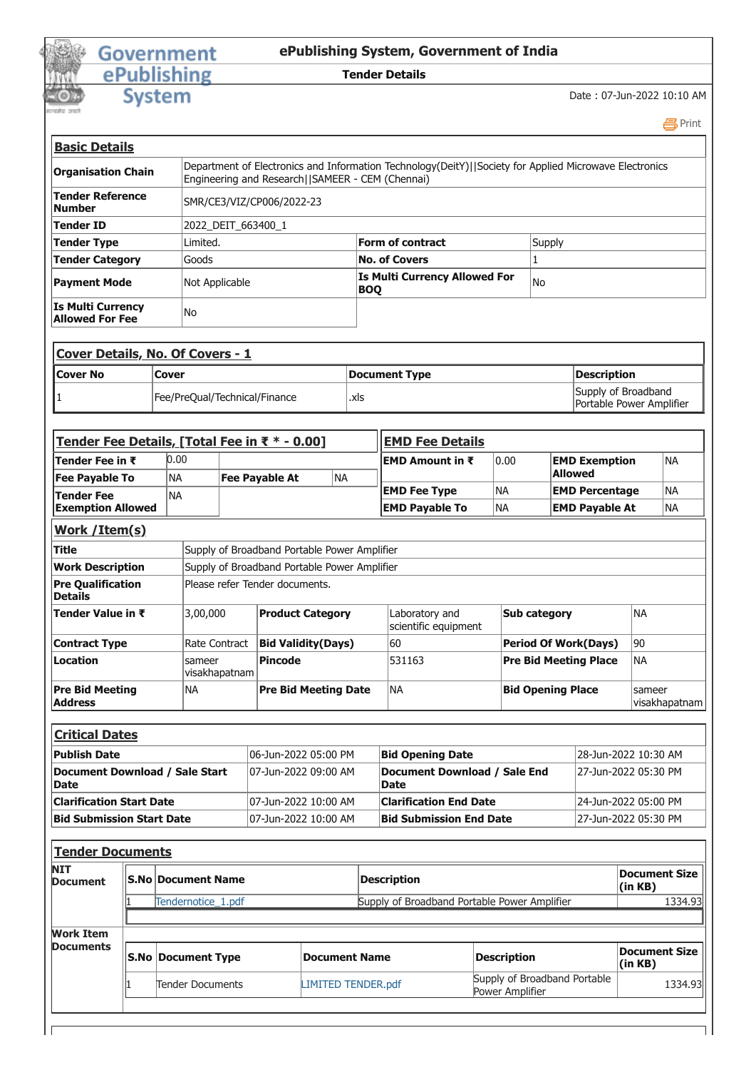# ePublishing System, Government of India

**Tender Details**

Date : 07-Jun-2022 10:10 AM

Print

## Basic Details

| | | | |
|---|---|---|---|
| **Organisation Chain** | Department of Electronics and Information Technology(DeitY)\|\|Society for Applied Microwave Electronics Engineering and Research\|\|SAMEER - CEM (Chennai) | | |
| **Tender Reference Number** | SMR/CE3/VIZ/CP006/2022-23 | | |
| **Tender ID** | 2022_DEIT_663400_1 | | |
| **Tender Type** | Limited. | **Form of contract** | Supply |
| **Tender Category** | Goods | **No. of Covers** | 1 |
| **Payment Mode** | Not Applicable | **Is Multi Currency Allowed For BOQ** | No |
| **Is Multi Currency Allowed For Fee** | No | | |

## Cover Details, No. Of Covers - 1

| Cover No | Cover | Document Type | Description |
|---|---|---|---|
| 1 | Fee/PreQual/Technical/Finance | .xls | Supply of Broadband Portable Power Amplifier |

## Tender Fee Details, [Total Fee in ₹ * - 0.00]

| | | | |
|---|---|---|---|
| **Tender Fee in ₹** | 0.00 | | |
| **Fee Payable To** | NA | **Fee Payable At** | NA |
| **Tender Fee Exemption Allowed** | NA | | |

## EMD Fee Details

| | | | |
|---|---|---|---|
| **EMD Amount in ₹** | 0.00 | **EMD Exemption Allowed** | NA |
| **EMD Fee Type** | NA | **EMD Percentage** | NA |
| **EMD Payable To** | NA | **EMD Payable At** | NA |

## Work /Item(s)

| | | | | | |
|---|---|---|---|---|---|
| **Title** | Supply of Broadband Portable Power Amplifier | | | | |
| **Work Description** | Supply of Broadband Portable Power Amplifier | | | | |
| **Pre Qualification Details** | Please refer Tender documents. | | | | |
| **Tender Value in ₹** | 3,00,000 | **Product Category** | Laboratory and scientific equipment | **Sub category** | NA |
| **Contract Type** | Rate Contract | **Bid Validity(Days)** | 60 | **Period Of Work(Days)** | 90 |
| **Location** | sameer visakhapatnam | **Pincode** | 531163 | **Pre Bid Meeting Place** | NA |
| **Pre Bid Meeting Address** | NA | **Pre Bid Meeting Date** | NA | **Bid Opening Place** | sameer visakhapatnam |

## Critical Dates

| | | | |
|---|---|---|---|
| **Publish Date** | 06-Jun-2022 05:00 PM | **Bid Opening Date** | 28-Jun-2022 10:30 AM |
| **Document Download / Sale Start Date** | 07-Jun-2022 09:00 AM | **Document Download / Sale End Date** | 27-Jun-2022 05:30 PM |
| **Clarification Start Date** | 07-Jun-2022 10:00 AM | **Clarification End Date** | 24-Jun-2022 05:00 PM |
| **Bid Submission Start Date** | 07-Jun-2022 10:00 AM | **Bid Submission End Date** | 27-Jun-2022 05:30 PM |

## Tender Documents

**NIT Document**

| S.No | Document Name | Description | Document Size (in KB) |
|---|---|---|---|
| 1 | Tendernotice_1.pdf | Supply of Broadband Portable Power Amplifier | 1334.93 |

**Work Item Documents**

| S.No | Document Type | Document Name | Description | Document Size (in KB) |
|---|---|---|---|---|
| 1 | Tender Documents | LIMITED TENDER.pdf | Supply of Broadband Portable Power Amplifier | 1334.93 |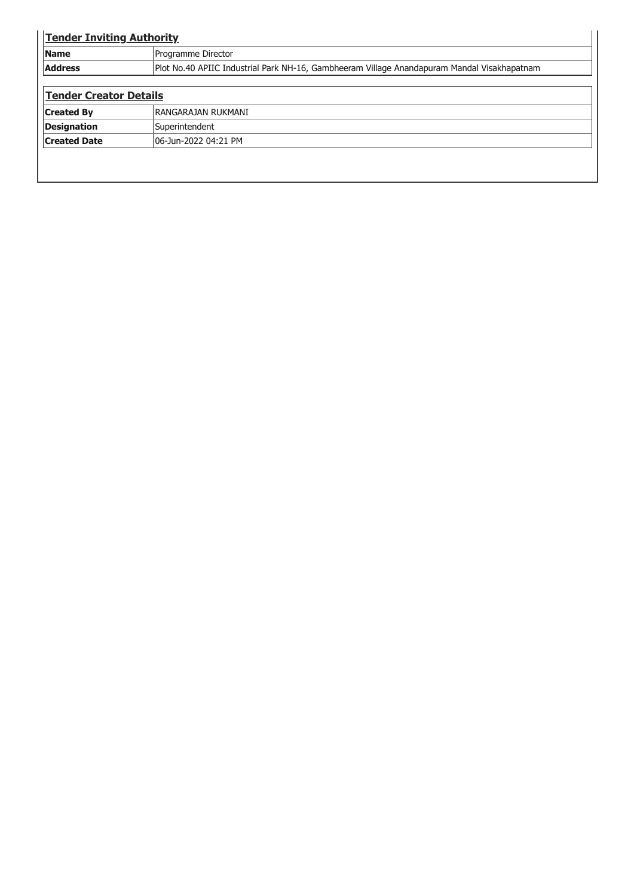## Tender Inviting Authority

| | |
|---|---|
| **Name** | Programme Director |
| **Address** | Plot No.40 APIIC Industrial Park NH-16, Gambheeram Village Anandapuram Mandal Visakhapatnam |

## Tender Creator Details

| | |
|---|---|
| **Created By** | RANGARAJAN RUKMANI |
| **Designation** | Superintendent |
| **Created Date** | 06-Jun-2022 04:21 PM |